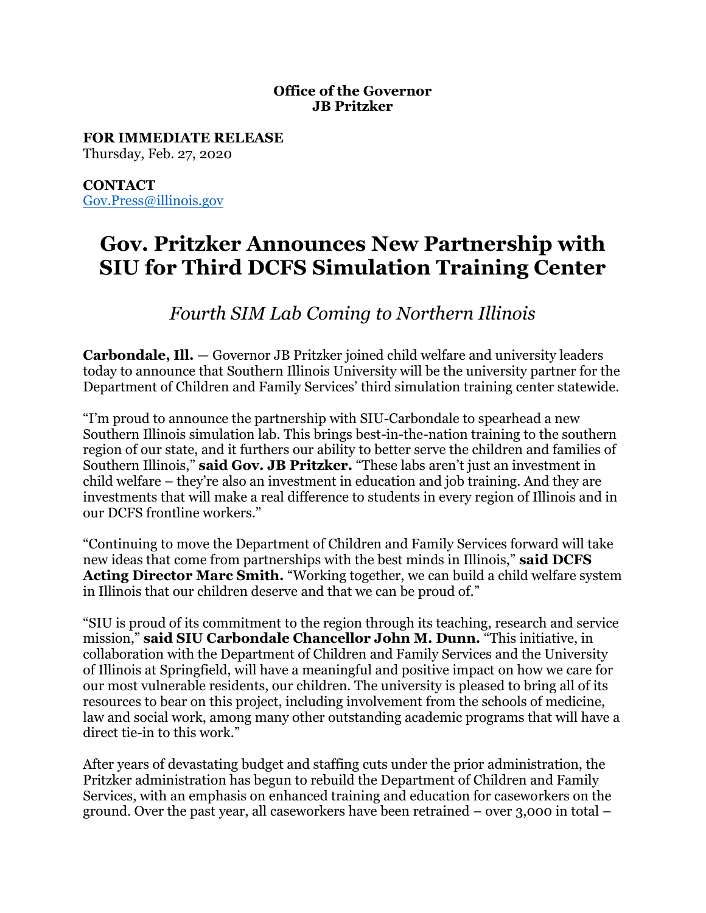**Office of the Governor**
**JB Pritzker**

**FOR IMMEDIATE RELEASE**
Thursday, Feb. 27, 2020

**CONTACT**
Gov.Press@illinois.gov

# Gov. Pritzker Announces New Partnership with SIU for Third DCFS Simulation Training Center

## *Fourth SIM Lab Coming to Northern Illinois*

**Carbondale, Ill.** — Governor JB Pritzker joined child welfare and university leaders today to announce that Southern Illinois University will be the university partner for the Department of Children and Family Services' third simulation training center statewide.

"I'm proud to announce the partnership with SIU-Carbondale to spearhead a new Southern Illinois simulation lab. This brings best-in-the-nation training to the southern region of our state, and it furthers our ability to better serve the children and families of Southern Illinois," **said Gov. JB Pritzker.** "These labs aren't just an investment in child welfare – they're also an investment in education and job training. And they are investments that will make a real difference to students in every region of Illinois and in our DCFS frontline workers."

"Continuing to move the Department of Children and Family Services forward will take new ideas that come from partnerships with the best minds in Illinois," **said DCFS Acting Director Marc Smith.** "Working together, we can build a child welfare system in Illinois that our children deserve and that we can be proud of."

"SIU is proud of its commitment to the region through its teaching, research and service mission," **said SIU Carbondale Chancellor John M. Dunn.** "This initiative, in collaboration with the Department of Children and Family Services and the University of Illinois at Springfield, will have a meaningful and positive impact on how we care for our most vulnerable residents, our children. The university is pleased to bring all of its resources to bear on this project, including involvement from the schools of medicine, law and social work, among many other outstanding academic programs that will have a direct tie-in to this work."

After years of devastating budget and staffing cuts under the prior administration, the Pritzker administration has begun to rebuild the Department of Children and Family Services, with an emphasis on enhanced training and education for caseworkers on the ground. Over the past year, all caseworkers have been retrained – over 3,000 in total –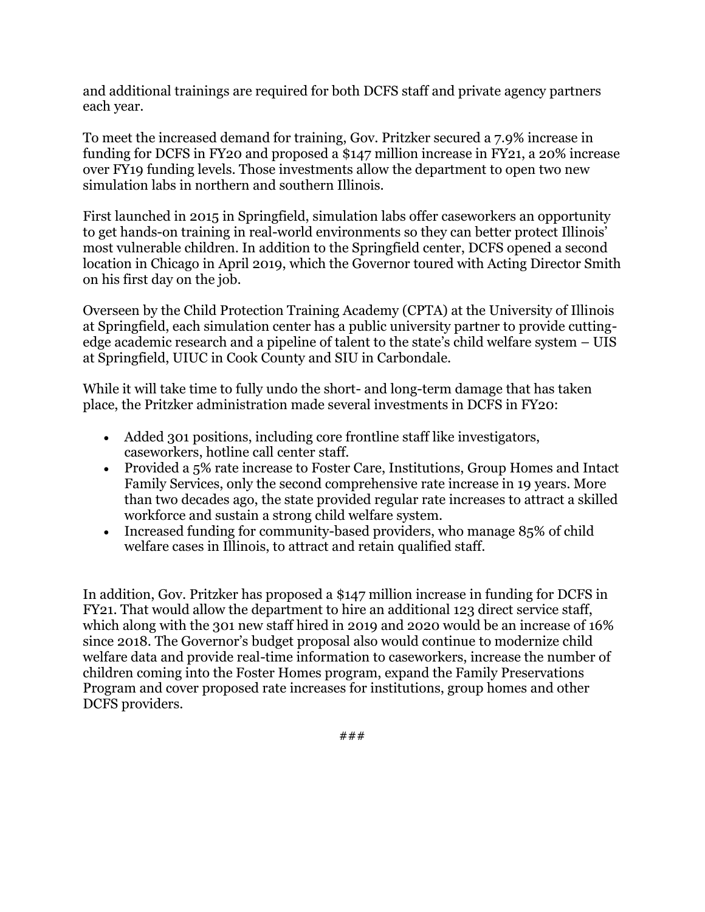and additional trainings are required for both DCFS staff and private agency partners each year.

To meet the increased demand for training, Gov. Pritzker secured a 7.9% increase in funding for DCFS in FY20 and proposed a $147 million increase in FY21, a 20% increase over FY19 funding levels. Those investments allow the department to open two new simulation labs in northern and southern Illinois.

First launched in 2015 in Springfield, simulation labs offer caseworkers an opportunity to get hands-on training in real-world environments so they can better protect Illinois' most vulnerable children. In addition to the Springfield center, DCFS opened a second location in Chicago in April 2019, which the Governor toured with Acting Director Smith on his first day on the job.

Overseen by the Child Protection Training Academy (CPTA) at the University of Illinois at Springfield, each simulation center has a public university partner to provide cutting-edge academic research and a pipeline of talent to the state's child welfare system – UIS at Springfield, UIUC in Cook County and SIU in Carbondale.

While it will take time to fully undo the short- and long-term damage that has taken place, the Pritzker administration made several investments in DCFS in FY20:

- Added 301 positions, including core frontline staff like investigators, caseworkers, hotline call center staff.
- Provided a 5% rate increase to Foster Care, Institutions, Group Homes and Intact Family Services, only the second comprehensive rate increase in 19 years. More than two decades ago, the state provided regular rate increases to attract a skilled workforce and sustain a strong child welfare system.
- Increased funding for community-based providers, who manage 85% of child welfare cases in Illinois, to attract and retain qualified staff.

In addition, Gov. Pritzker has proposed a $147 million increase in funding for DCFS in FY21. That would allow the department to hire an additional 123 direct service staff, which along with the 301 new staff hired in 2019 and 2020 would be an increase of 16% since 2018. The Governor's budget proposal also would continue to modernize child welfare data and provide real-time information to caseworkers, increase the number of children coming into the Foster Homes program, expand the Family Preservations Program and cover proposed rate increases for institutions, group homes and other DCFS providers.

###